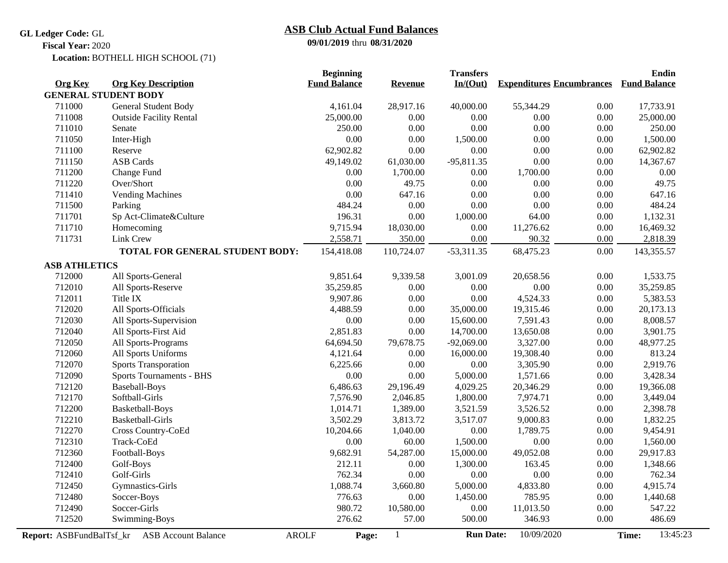**GL Ledger Code:** GL
**Fiscal Year:** 2020
**Location:** BOTHELL HIGH SCHOOL (71)

# ASB Club Actual Fund Balances

**09/01/2019** thru **08/31/2020**

| Org Key | Org Key Description | Beginning Fund Balance | Revenue | Transfers In/(Out) | Expenditures | Encumbrances | Endin Fund Balance |
|---|---|---|---|---|---|---|---|
| **GENERAL STUDENT BODY** | | | | | | | |
| 711000 | General Student Body | 4,161.04 | 28,917.16 | 40,000.00 | 55,344.29 | 0.00 | 17,733.91 |
| 711008 | Outside Facility Rental | 25,000.00 | 0.00 | 0.00 | 0.00 | 0.00 | 25,000.00 |
| 711010 | Senate | 250.00 | 0.00 | 0.00 | 0.00 | 0.00 | 250.00 |
| 711050 | Inter-High | 0.00 | 0.00 | 1,500.00 | 0.00 | 0.00 | 1,500.00 |
| 711100 | Reserve | 62,902.82 | 0.00 | 0.00 | 0.00 | 0.00 | 62,902.82 |
| 711150 | ASB Cards | 49,149.02 | 61,030.00 | -95,811.35 | 0.00 | 0.00 | 14,367.67 |
| 711200 | Change Fund | 0.00 | 1,700.00 | 0.00 | 1,700.00 | 0.00 | 0.00 |
| 711220 | Over/Short | 0.00 | 49.75 | 0.00 | 0.00 | 0.00 | 49.75 |
| 711410 | Vending Machines | 0.00 | 647.16 | 0.00 | 0.00 | 0.00 | 647.16 |
| 711500 | Parking | 484.24 | 0.00 | 0.00 | 0.00 | 0.00 | 484.24 |
| 711701 | Sp Act-Climate&Culture | 196.31 | 0.00 | 1,000.00 | 64.00 | 0.00 | 1,132.31 |
| 711710 | Homecoming | 9,715.94 | 18,030.00 | 0.00 | 11,276.62 | 0.00 | 16,469.32 |
| 711731 | Link Crew | 2,558.71 | 350.00 | 0.00 | 90.32 | 0.00 | 2,818.39 |
| | **TOTAL FOR GENERAL STUDENT BODY:** | 154,418.08 | 110,724.07 | -53,311.35 | 68,475.23 | 0.00 | 143,355.57 |
| **ASB ATHLETICS** | | | | | | | |
| 712000 | All Sports-General | 9,851.64 | 9,339.58 | 3,001.09 | 20,658.56 | 0.00 | 1,533.75 |
| 712010 | All Sports-Reserve | 35,259.85 | 0.00 | 0.00 | 0.00 | 0.00 | 35,259.85 |
| 712011 | Title IX | 9,907.86 | 0.00 | 0.00 | 4,524.33 | 0.00 | 5,383.53 |
| 712020 | All Sports-Officials | 4,488.59 | 0.00 | 35,000.00 | 19,315.46 | 0.00 | 20,173.13 |
| 712030 | All Sports-Supervision | 0.00 | 0.00 | 15,600.00 | 7,591.43 | 0.00 | 8,008.57 |
| 712040 | All Sports-First Aid | 2,851.83 | 0.00 | 14,700.00 | 13,650.08 | 0.00 | 3,901.75 |
| 712050 | All Sports-Programs | 64,694.50 | 79,678.75 | -92,069.00 | 3,327.00 | 0.00 | 48,977.25 |
| 712060 | All Sports Uniforms | 4,121.64 | 0.00 | 16,000.00 | 19,308.40 | 0.00 | 813.24 |
| 712070 | Sports Transporation | 6,225.66 | 0.00 | 0.00 | 3,305.90 | 0.00 | 2,919.76 |
| 712090 | Sports Tournaments - BHS | 0.00 | 0.00 | 5,000.00 | 1,571.66 | 0.00 | 3,428.34 |
| 712120 | Baseball-Boys | 6,486.63 | 29,196.49 | 4,029.25 | 20,346.29 | 0.00 | 19,366.08 |
| 712170 | Softball-Girls | 7,576.90 | 2,046.85 | 1,800.00 | 7,974.71 | 0.00 | 3,449.04 |
| 712200 | Basketball-Boys | 1,014.71 | 1,389.00 | 3,521.59 | 3,526.52 | 0.00 | 2,398.78 |
| 712210 | Basketball-Girls | 3,502.29 | 3,813.72 | 3,517.07 | 9,000.83 | 0.00 | 1,832.25 |
| 712270 | Cross Country-CoEd | 10,204.66 | 1,040.00 | 0.00 | 1,789.75 | 0.00 | 9,454.91 |
| 712310 | Track-CoEd | 0.00 | 60.00 | 1,500.00 | 0.00 | 0.00 | 1,560.00 |
| 712360 | Football-Boys | 9,682.91 | 54,287.00 | 15,000.00 | 49,052.08 | 0.00 | 29,917.83 |
| 712400 | Golf-Boys | 212.11 | 0.00 | 1,300.00 | 163.45 | 0.00 | 1,348.66 |
| 712410 | Golf-Girls | 762.34 | 0.00 | 0.00 | 0.00 | 0.00 | 762.34 |
| 712450 | Gymnastics-Girls | 1,088.74 | 3,660.80 | 5,000.00 | 4,833.80 | 0.00 | 4,915.74 |
| 712480 | Soccer-Boys | 776.63 | 0.00 | 1,450.00 | 785.95 | 0.00 | 1,440.68 |
| 712490 | Soccer-Girls | 980.72 | 10,580.00 | 0.00 | 11,013.50 | 0.00 | 547.22 |
| 712520 | Swimming-Boys | 276.62 | 57.00 | 500.00 | 346.93 | 0.00 | 486.69 |

**Report:** ASBFundBalTsf_kr ASB Account Balance AROLF **Run Date:** 10/09/2020 **Time:** 13:45:23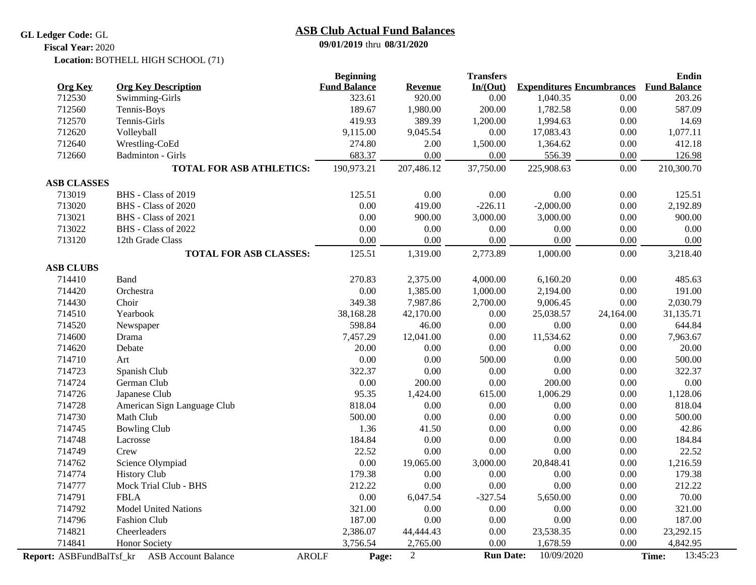**GL Ledger Code:** GL
**Fiscal Year:** 2020
**Location:** BOTHELL HIGH SCHOOL (71)

## ASB Club Actual Fund Balances

**09/01/2019** thru **08/31/2020**

| Org Key | Org Key Description | Beginning Fund Balance | Revenue | Transfers In/(Out) | Expenditures | Encumbrances | Endin Fund Balance |
|---|---|---|---|---|---|---|---|
| 712530 | Swimming-Girls | 323.61 | 920.00 | 0.00 | 1,040.35 | 0.00 | 203.26 |
| 712560 | Tennis-Boys | 189.67 | 1,980.00 | 200.00 | 1,782.58 | 0.00 | 587.09 |
| 712570 | Tennis-Girls | 419.93 | 389.39 | 1,200.00 | 1,994.63 | 0.00 | 14.69 |
| 712620 | Volleyball | 9,115.00 | 9,045.54 | 0.00 | 17,083.43 | 0.00 | 1,077.11 |
| 712640 | Wrestling-CoEd | 274.80 | 2.00 | 1,500.00 | 1,364.62 | 0.00 | 412.18 |
| 712660 | Badminton - Girls | 683.37 | 0.00 | 0.00 | 556.39 | 0.00 | 126.98 |
| | **TOTAL FOR ASB ATHLETICS:** | 190,973.21 | 207,486.12 | 37,750.00 | 225,908.63 | 0.00 | 210,300.70 |
| **ASB CLASSES** | | | | | | | |
| 713019 | BHS - Class of 2019 | 125.51 | 0.00 | 0.00 | 0.00 | 0.00 | 125.51 |
| 713020 | BHS - Class of 2020 | 0.00 | 419.00 | -226.11 | -2,000.00 | 0.00 | 2,192.89 |
| 713021 | BHS - Class of 2021 | 0.00 | 900.00 | 3,000.00 | 3,000.00 | 0.00 | 900.00 |
| 713022 | BHS - Class of 2022 | 0.00 | 0.00 | 0.00 | 0.00 | 0.00 | 0.00 |
| 713120 | 12th Grade Class | 0.00 | 0.00 | 0.00 | 0.00 | 0.00 | 0.00 |
| | **TOTAL FOR ASB CLASSES:** | 125.51 | 1,319.00 | 2,773.89 | 1,000.00 | 0.00 | 3,218.40 |
| **ASB CLUBS** | | | | | | | |
| 714410 | Band | 270.83 | 2,375.00 | 4,000.00 | 6,160.20 | 0.00 | 485.63 |
| 714420 | Orchestra | 0.00 | 1,385.00 | 1,000.00 | 2,194.00 | 0.00 | 191.00 |
| 714430 | Choir | 349.38 | 7,987.86 | 2,700.00 | 9,006.45 | 0.00 | 2,030.79 |
| 714510 | Yearbook | 38,168.28 | 42,170.00 | 0.00 | 25,038.57 | 24,164.00 | 31,135.71 |
| 714520 | Newspaper | 598.84 | 46.00 | 0.00 | 0.00 | 0.00 | 644.84 |
| 714600 | Drama | 7,457.29 | 12,041.00 | 0.00 | 11,534.62 | 0.00 | 7,963.67 |
| 714620 | Debate | 20.00 | 0.00 | 0.00 | 0.00 | 0.00 | 20.00 |
| 714710 | Art | 0.00 | 0.00 | 500.00 | 0.00 | 0.00 | 500.00 |
| 714723 | Spanish Club | 322.37 | 0.00 | 0.00 | 0.00 | 0.00 | 322.37 |
| 714724 | German Club | 0.00 | 200.00 | 0.00 | 200.00 | 0.00 | 0.00 |
| 714726 | Japanese Club | 95.35 | 1,424.00 | 615.00 | 1,006.29 | 0.00 | 1,128.06 |
| 714728 | American Sign Language Club | 818.04 | 0.00 | 0.00 | 0.00 | 0.00 | 818.04 |
| 714730 | Math Club | 500.00 | 0.00 | 0.00 | 0.00 | 0.00 | 500.00 |
| 714745 | Bowling Club | 1.36 | 41.50 | 0.00 | 0.00 | 0.00 | 42.86 |
| 714748 | Lacrosse | 184.84 | 0.00 | 0.00 | 0.00 | 0.00 | 184.84 |
| 714749 | Crew | 22.52 | 0.00 | 0.00 | 0.00 | 0.00 | 22.52 |
| 714762 | Science Olympiad | 0.00 | 19,065.00 | 3,000.00 | 20,848.41 | 0.00 | 1,216.59 |
| 714774 | History Club | 179.38 | 0.00 | 0.00 | 0.00 | 0.00 | 179.38 |
| 714777 | Mock Trial Club - BHS | 212.22 | 0.00 | 0.00 | 0.00 | 0.00 | 212.22 |
| 714791 | FBLA | 0.00 | 6,047.54 | -327.54 | 5,650.00 | 0.00 | 70.00 |
| 714792 | Model United Nations | 321.00 | 0.00 | 0.00 | 0.00 | 0.00 | 321.00 |
| 714796 | Fashion Club | 187.00 | 0.00 | 0.00 | 0.00 | 0.00 | 187.00 |
| 714821 | Cheerleaders | 2,386.07 | 44,444.43 | 0.00 | 23,538.35 | 0.00 | 23,292.15 |
| 714841 | Honor Society | 3,756.54 | 2,765.00 | 0.00 | 1,678.59 | 0.00 | 4,842.95 |

**Report:** ASBFundBalTsf_kr ASB Account Balance AROLF **Run Date:** 10/09/2020 **Time:** 13:45:23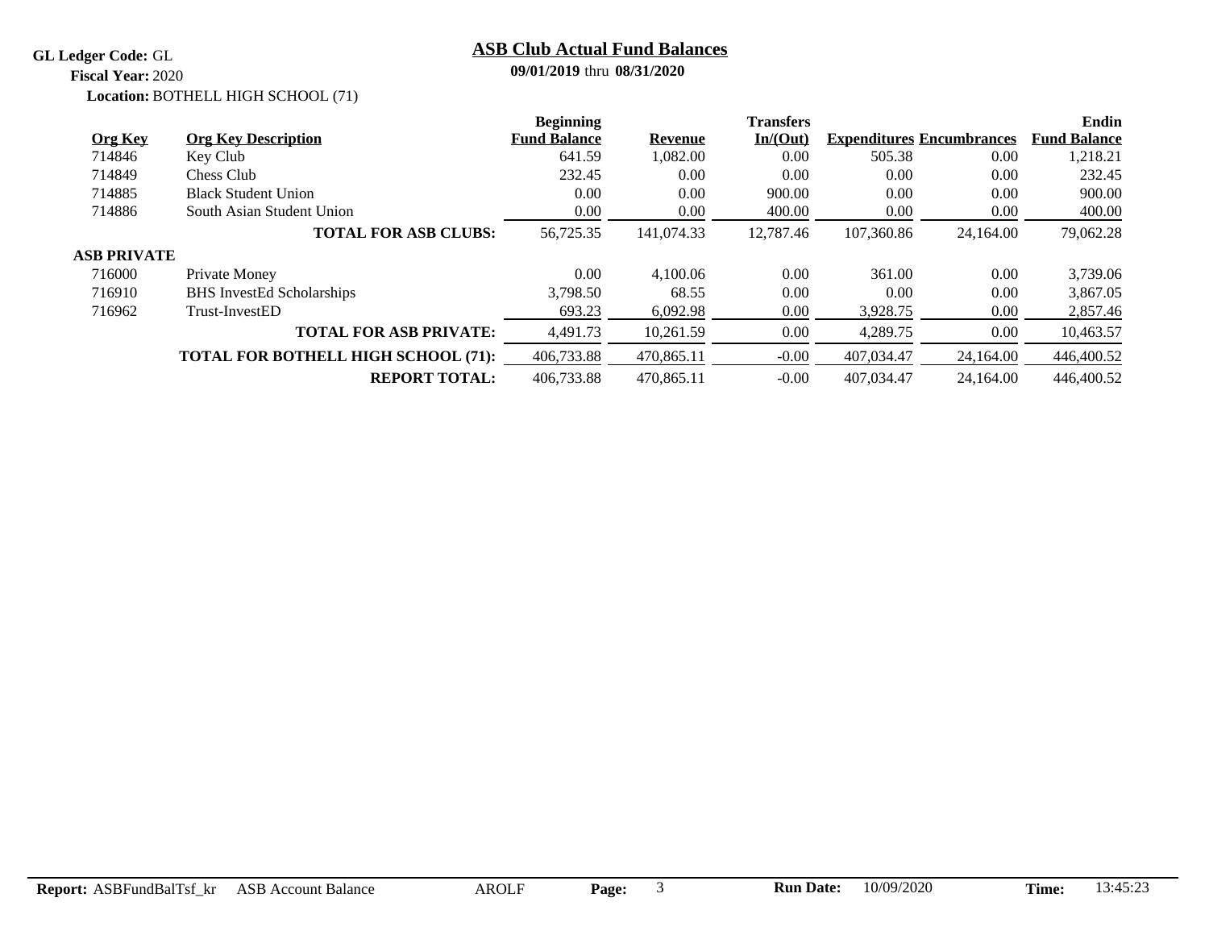**GL Ledger Code:** GL

**Fiscal Year:** 2020

**Location:** BOTHELL HIGH SCHOOL (71)

# ASB Club Actual Fund Balances

**09/01/2019** thru **08/31/2020**

| Org Key | Org Key Description | Beginning Fund Balance | Revenue | Transfers In/(Out) | Expenditures | Encumbrances | Endin Fund Balance |
|---|---|---|---|---|---|---|---|
| 714846 | Key Club | 641.59 | 1,082.00 | 0.00 | 505.38 | 0.00 | 1,218.21 |
| 714849 | Chess Club | 232.45 | 0.00 | 0.00 | 0.00 | 0.00 | 232.45 |
| 714885 | Black Student Union | 0.00 | 0.00 | 900.00 | 0.00 | 0.00 | 900.00 |
| 714886 | South Asian Student Union | 0.00 | 0.00 | 400.00 | 0.00 | 0.00 | 400.00 |
| | **TOTAL FOR ASB CLUBS:** | 56,725.35 | 141,074.33 | 12,787.46 | 107,360.86 | 24,164.00 | 79,062.28 |
| **ASB PRIVATE** | | | | | | | |
| 716000 | Private Money | 0.00 | 4,100.06 | 0.00 | 361.00 | 0.00 | 3,739.06 |
| 716910 | BHS InvestEd Scholarships | 3,798.50 | 68.55 | 0.00 | 0.00 | 0.00 | 3,867.05 |
| 716962 | Trust-InvestED | 693.23 | 6,092.98 | 0.00 | 3,928.75 | 0.00 | 2,857.46 |
| | **TOTAL FOR ASB PRIVATE:** | 4,491.73 | 10,261.59 | 0.00 | 4,289.75 | 0.00 | 10,463.57 |
| | **TOTAL FOR BOTHELL HIGH SCHOOL (71):** | 406,733.88 | 470,865.11 | -0.00 | 407,034.47 | 24,164.00 | 446,400.52 |
| | **REPORT TOTAL:** | 406,733.88 | 470,865.11 | -0.00 | 407,034.47 | 24,164.00 | 446,400.52 |

**Report:** ASBFundBalTsf_kr ASB Account Balance AROLF **Run Date:** 10/09/2020 **Time:** 13:45:23